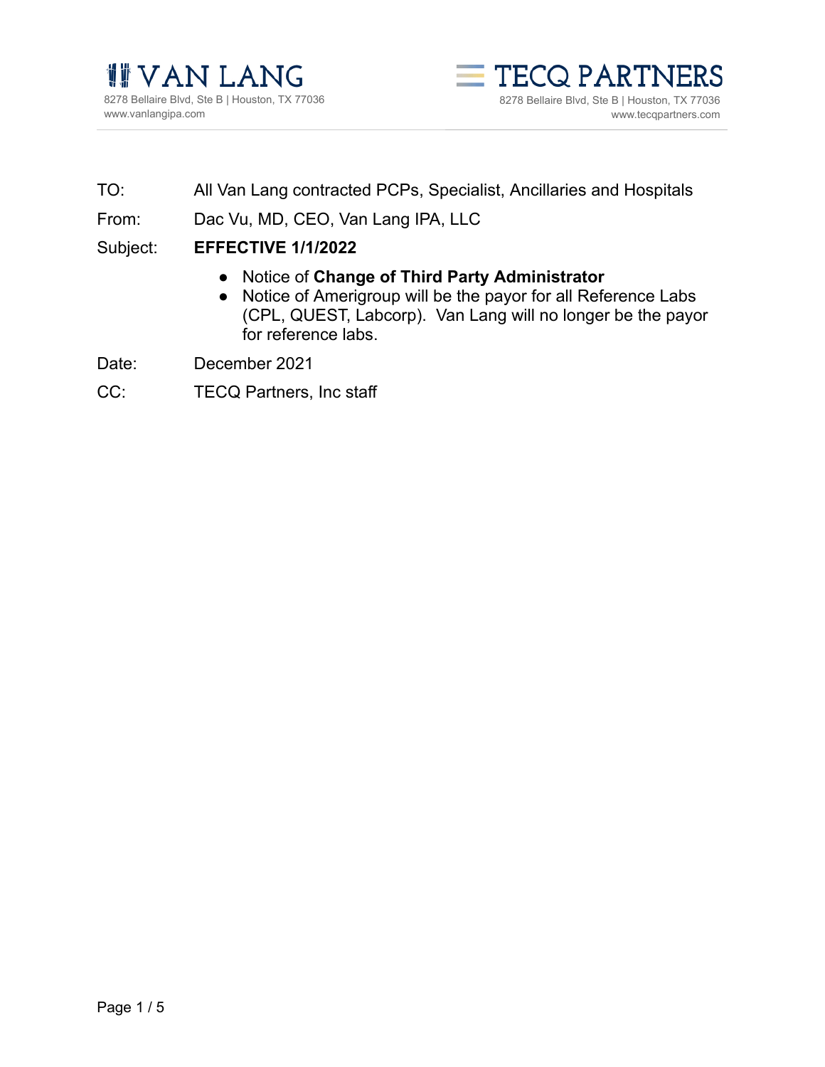**VAN LANG**

8278 Bellaire Blvd, Ste B | Houston, TX 77036
www.vanlangipa.com

**TECQ PARTNERS**

8278 Bellaire Blvd, Ste B | Houston, TX 77036
www.tecqpartners.com

TO: All Van Lang contracted PCPs, Specialist, Ancillaries and Hospitals

From: Dac Vu, MD, CEO, Van Lang IPA, LLC

Subject: **EFFECTIVE 1/1/2022**

- Notice of **Change of Third Party Administrator**
- Notice of Amerigroup will be the payor for all Reference Labs (CPL, QUEST, Labcorp). Van Lang will no longer be the payor for reference labs.

Date: December 2021

CC: TECQ Partners, Inc staff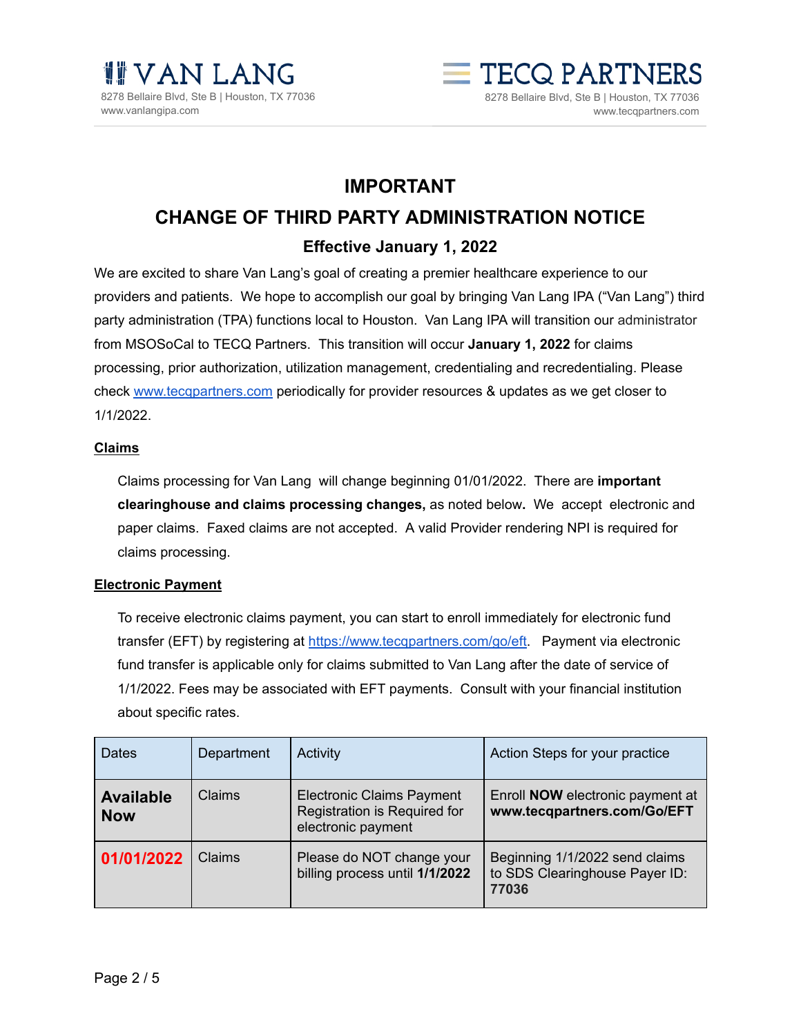VAN LANG
8278 Bellaire Blvd, Ste B | Houston, TX 77036
www.vanlangipa.com

TECQ PARTNERS
8278 Bellaire Blvd, Ste B | Houston, TX 77036
www.tecqpartners.com

# IMPORTANT

# CHANGE OF THIRD PARTY ADMINISTRATION NOTICE

### Effective January 1, 2022

We are excited to share Van Lang's goal of creating a premier healthcare experience to our providers and patients. We hope to accomplish our goal by bringing Van Lang IPA ("Van Lang") third party administration (TPA) functions local to Houston. Van Lang IPA will transition our administrator from MSOSoCal to TECQ Partners. This transition will occur **January 1, 2022** for claims processing, prior authorization, utilization management, credentialing and recredentialing. Please check [www.tecqpartners.com](http://www.tecqpartners.com) periodically for provider resources & updates as we get closer to 1/1/2022.

**Claims**

Claims processing for Van Lang will change beginning 01/01/2022. There are **important clearinghouse and claims processing changes,** as noted below**.** We accept electronic and paper claims. Faxed claims are not accepted. A valid Provider rendering NPI is required for claims processing.

**Electronic Payment**

To receive electronic claims payment, you can start to enroll immediately for electronic fund transfer (EFT) by registering at [https://www.tecqpartners.com/go/eft](https://www.tecqpartners.com/go/eft). Payment via electronic fund transfer is applicable only for claims submitted to Van Lang after the date of service of 1/1/2022. Fees may be associated with EFT payments. Consult with your financial institution about specific rates.

| Dates | Department | Activity | Action Steps for your practice |
|---|---|---|---|
| **Available Now** | Claims | Electronic Claims Payment Registration is Required for electronic payment | Enroll **NOW** electronic payment at **www.tecqpartners.com/Go/EFT** |
| **01/01/2022** | Claims | Please do NOT change your billing process until **1/1/2022** | Beginning 1/1/2022 send claims to SDS Clearinghouse Payer ID: **77036** |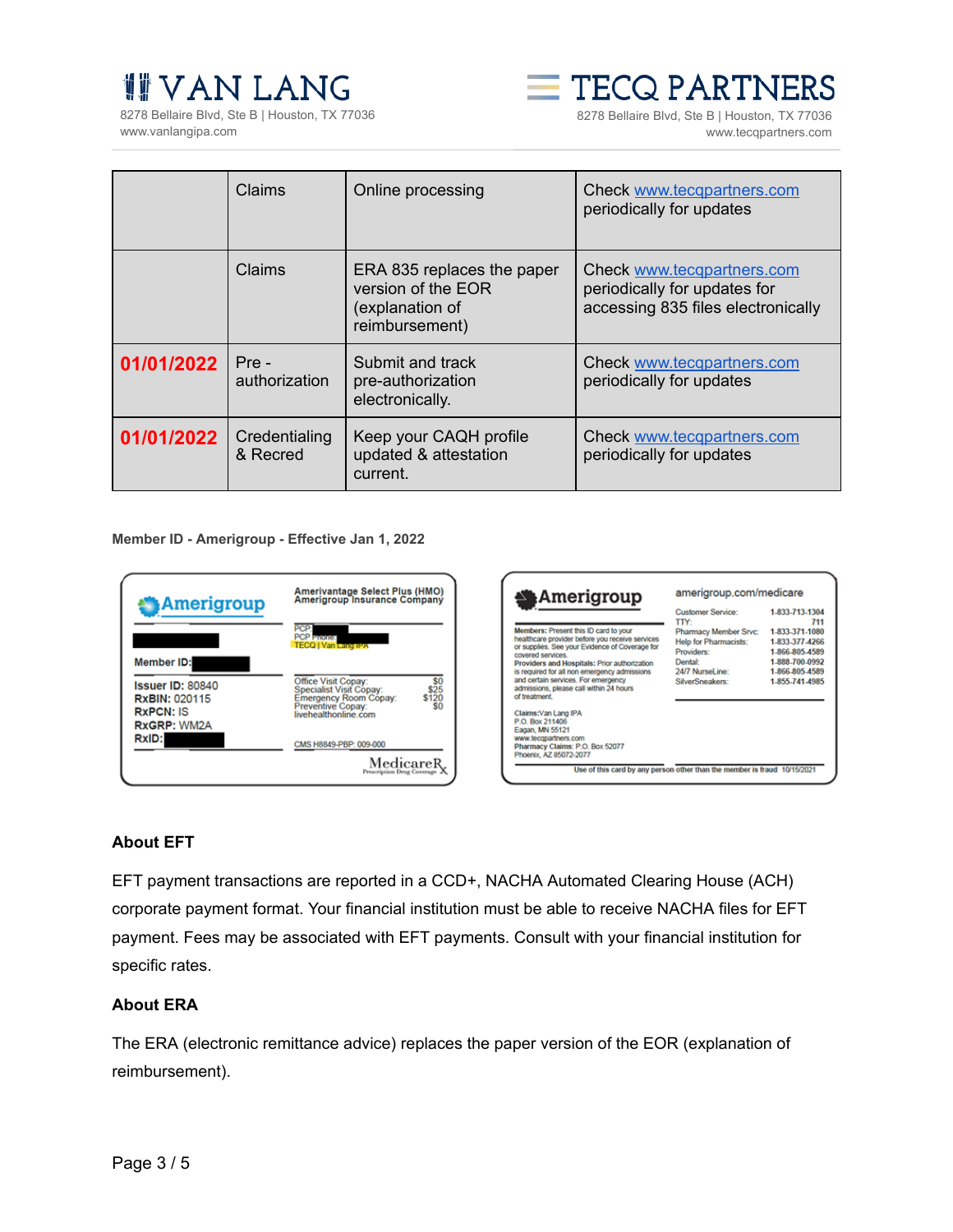| | | | |
|---|---|---|---|
| | Claims | Online processing | Check www.tecqpartners.com periodically for updates |
| | Claims | ERA 835 replaces the paper version of the EOR (explanation of reimbursement) | Check www.tecqpartners.com periodically for updates for accessing 835 files electronically |
| **01/01/2022** | Pre - authorization | Submit and track pre-authorization electronically. | Check www.tecqpartners.com periodically for updates |
| **01/01/2022** | Credentialing & Recred | Keep your CAQH profile updated & attestation current. | Check www.tecqpartners.com periodically for updates |

**Member ID - Amerigroup - Effective Jan 1, 2022**

Amerigroup

Amerivantage Select Plus (HMO)
Amerigroup Insurance Company

PCP:
PCP Phone:
TECQ | Van Lang IPA

Member ID:

Issuer ID: 80840
RxBIN: 020115
RxPCN: IS
RxGRP: WM2A
RxID:

Office Visit Copay: $0
Specialist Visit Copay: $25
Emergency Room Copay: $120
Preventive Copay: $0
livehealthonline.com

CMS H8849-PBP: 009-000

MedicareRx
Prescription Drug Coverage

Amerigroup

amerigroup.com/medicare

Customer Service: 1-833-713-1304
TTY: 711
Pharmacy Member Srvc: 1-833-371-1080
Help for Pharmacists: 1-833-377-4266
Providers: 1-866-805-4589
Dental: 1-888-700-0992
24/7 NurseLine: 1-866-805-4589
SilverSneakers: 1-855-741-4985

Members: Present this ID card to your healthcare provider before you receive services or supplies. See your Evidence of Coverage for covered services.
Providers and Hospitals: Prior authorization is required for all non emergency admissions and certain services. For emergency admissions, please call within 24 hours of treatment.

Claims: Van Lang IPA
P.O. Box 211406
Eagan, MN 55121
www.tecqpartners.com
Pharmacy Claims: P.O. Box 52077
Phoenix, AZ 85072-2077

Use of this card by any person other than the member is fraud 10/15/2021

**About EFT**

EFT payment transactions are reported in a CCD+, NACHA Automated Clearing House (ACH) corporate payment format. Your financial institution must be able to receive NACHA files for EFT payment. Fees may be associated with EFT payments. Consult with your financial institution for specific rates.

**About ERA**

The ERA (electronic remittance advice) replaces the paper version of the EOR (explanation of reimbursement).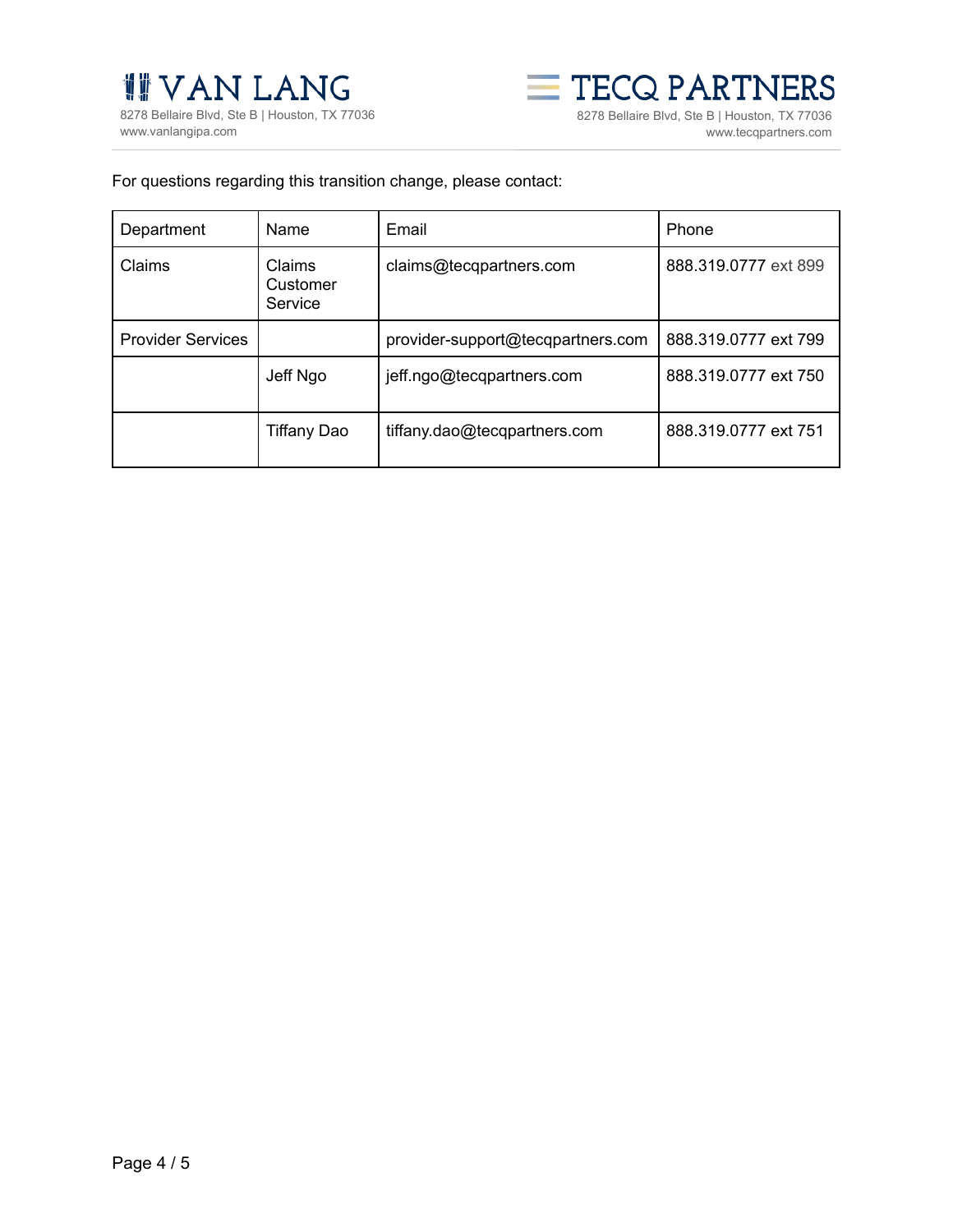For questions regarding this transition change, please contact:

| Department | Name | Email | Phone |
|---|---|---|---|
| Claims | Claims Customer Service | claims@tecqpartners.com | 888.319.0777 ext 899 |
| Provider Services | | provider-support@tecqpartners.com | 888.319.0777 ext 799 |
| | Jeff Ngo | jeff.ngo@tecqpartners.com | 888.319.0777 ext 750 |
| | Tiffany Dao | tiffany.dao@tecqpartners.com | 888.319.0777 ext 751 |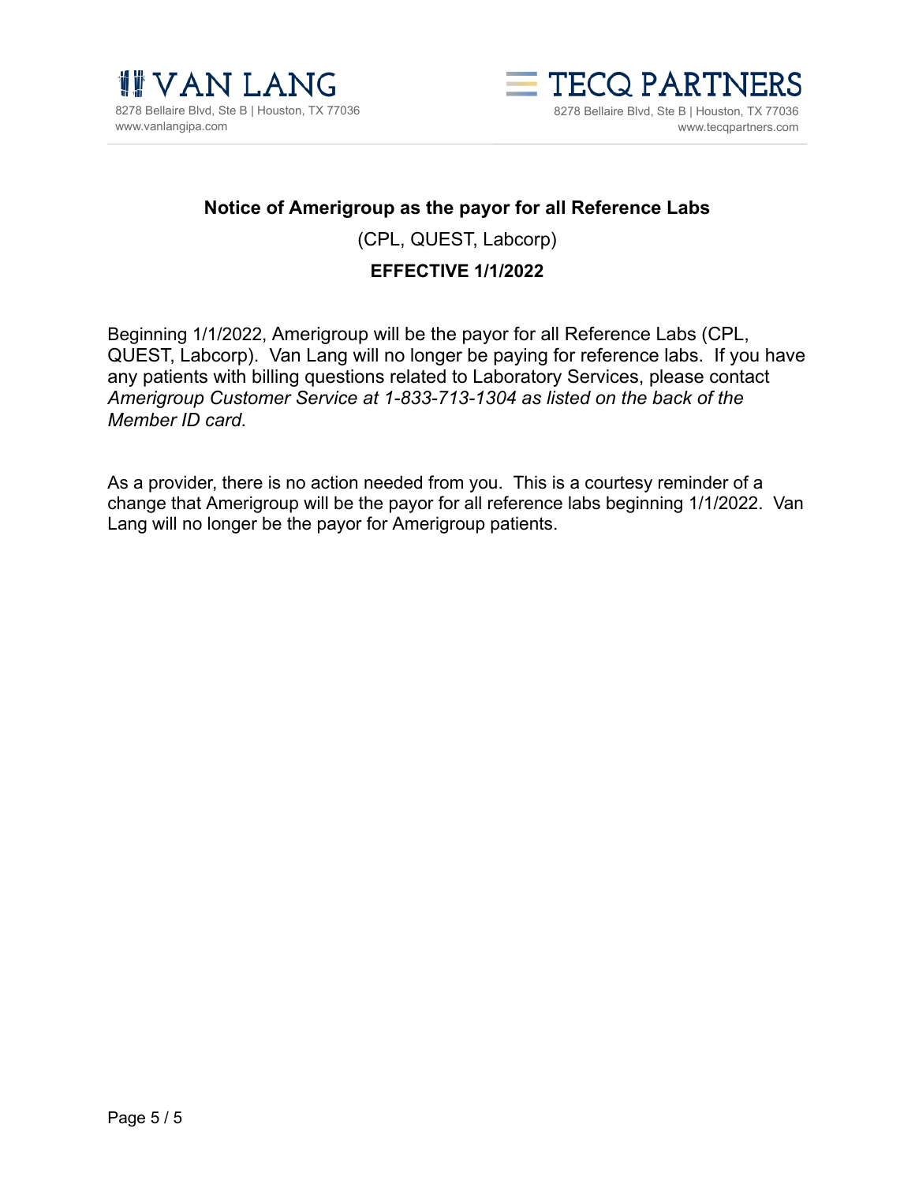VAN LANG
8278 Bellaire Blvd, Ste B | Houston, TX 77036
www.vanlangipa.com

TECQ PARTNERS
8278 Bellaire Blvd, Ste B | Houston, TX 77036
www.tecqpartners.com

**Notice of Amerigroup as the payor for all Reference Labs**

(CPL, QUEST, Labcorp)

**EFFECTIVE 1/1/2022**

Beginning 1/1/2022, Amerigroup will be the payor for all Reference Labs (CPL, QUEST, Labcorp). Van Lang will no longer be paying for reference labs. If you have any patients with billing questions related to Laboratory Services, please contact *Amerigroup Customer Service at 1-833-713-1304 as listed on the back of the Member ID card.*

As a provider, there is no action needed from you. This is a courtesy reminder of a change that Amerigroup will be the payor for all reference labs beginning 1/1/2022. Van Lang will no longer be the payor for Amerigroup patients.